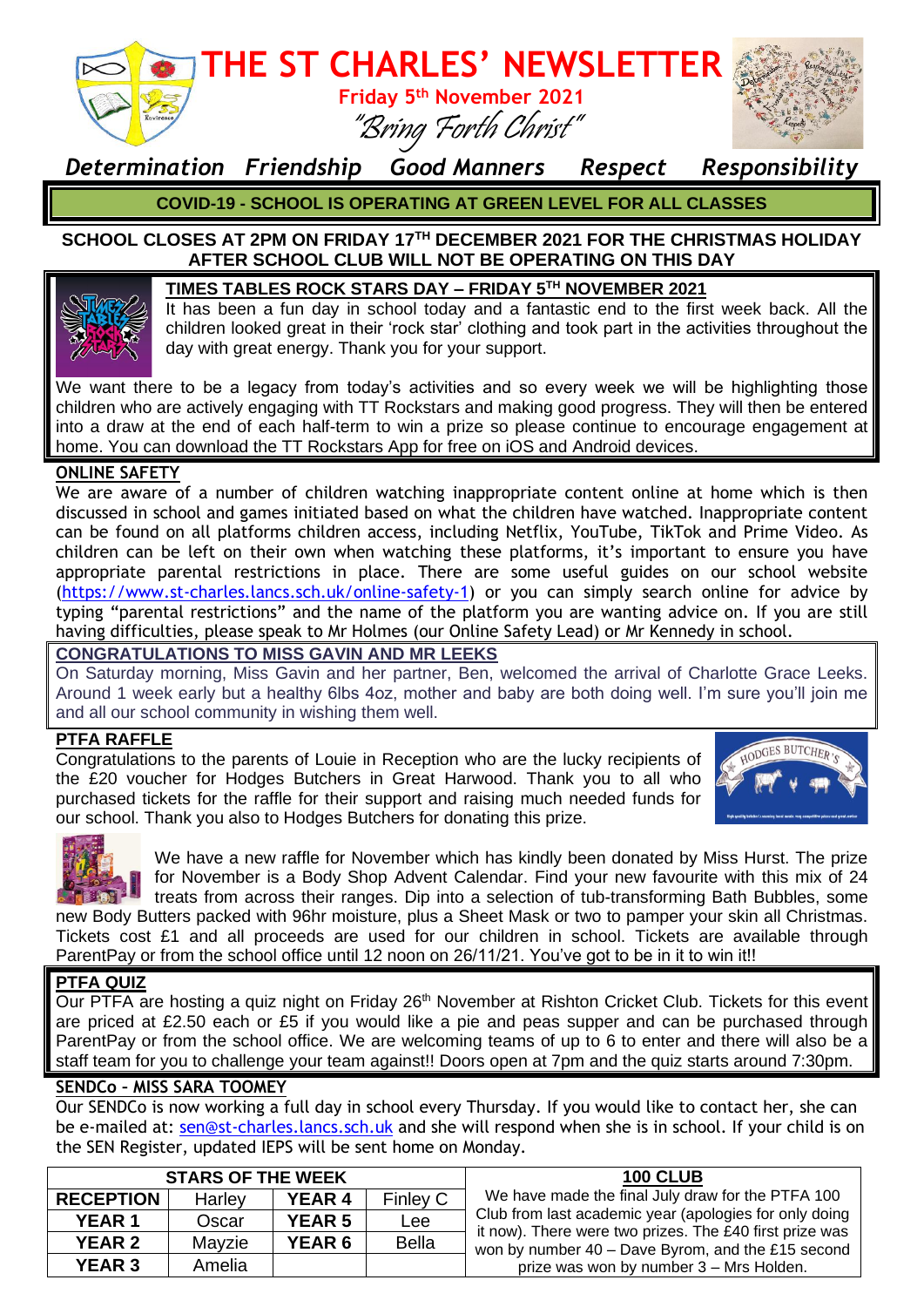# THE ST CHARLES' NEWSLETTER

**Friday 5th November 2021**

*"Bring Forth Christ"*

*Determination Friendship Good Manners Respect Responsibility*

**COVID-19 - SCHOOL IS OPERATING AT GREEN LEVEL FOR ALL CLASSES**

**SCHOOL CLOSES AT 2PM ON FRIDAY 17TH DECEMBER 2021 FOR THE CHRISTMAS HOLIDAY**
**AFTER SCHOOL CLUB WILL NOT BE OPERATING ON THIS DAY**

## TIMES TABLES ROCK STARS DAY – FRIDAY 5TH NOVEMBER 2021

It has been a fun day in school today and a fantastic end to the first week back. All the children looked great in their 'rock star' clothing and took part in the activities throughout the day with great energy. Thank you for your support.

We want there to be a legacy from today's activities and so every week we will be highlighting those children who are actively engaging with TT Rockstars and making good progress. They will then be entered into a draw at the end of each half-term to win a prize so please continue to encourage engagement at home. You can download the TT Rockstars App for free on iOS and Android devices.

## ONLINE SAFETY

We are aware of a number of children watching inappropriate content online at home which is then discussed in school and games initiated based on what the children have watched. Inappropriate content can be found on all platforms children access, including Netflix, YouTube, TikTok and Prime Video. As children can be left on their own when watching these platforms, it's important to ensure you have appropriate parental restrictions in place. There are some useful guides on our school website (https://www.st-charles.lancs.sch.uk/online-safety-1) or you can simply search online for advice by typing "parental restrictions" and the name of the platform you are wanting advice on. If you are still having difficulties, please speak to Mr Holmes (our Online Safety Lead) or Mr Kennedy in school.

## CONGRATULATIONS TO MISS GAVIN AND MR LEEKS

On Saturday morning, Miss Gavin and her partner, Ben, welcomed the arrival of Charlotte Grace Leeks. Around 1 week early but a healthy 6lbs 4oz, mother and baby are both doing well. I'm sure you'll join me and all our school community in wishing them well.

## PTFA RAFFLE

Congratulations to the parents of Louie in Reception who are the lucky recipients of the £20 voucher for Hodges Butchers in Great Harwood. Thank you to all who purchased tickets for the raffle for their support and raising much needed funds for our school. Thank you also to Hodges Butchers for donating this prize.

We have a new raffle for November which has kindly been donated by Miss Hurst. The prize for November is a Body Shop Advent Calendar. Find your new favourite with this mix of 24 treats from across their ranges. Dip into a selection of tub-transforming Bath Bubbles, some new Body Butters packed with 96hr moisture, plus a Sheet Mask or two to pamper your skin all Christmas. Tickets cost £1 and all proceeds are used for our children in school. Tickets are available through ParentPay or from the school office until 12 noon on 26/11/21. You've got to be in it to win it!!

## PTFA QUIZ

Our PTFA are hosting a quiz night on Friday 26th November at Rishton Cricket Club. Tickets for this event are priced at £2.50 each or £5 if you would like a pie and peas supper and can be purchased through ParentPay or from the school office. We are welcoming teams of up to 6 to enter and there will also be a staff team for you to challenge your team against!! Doors open at 7pm and the quiz starts around 7:30pm.

## SENDCo – MISS SARA TOOMEY

Our SENDCo is now working a full day in school every Thursday. If you would like to contact her, she can be e-mailed at: sen@st-charles.lancs.sch.uk and she will respond when she is in school. If your child is on the SEN Register, updated IEPS will be sent home on Monday.

**STARS OF THE WEEK**

| Class | Name | Class | Name |
|---|---|---|---|
| **RECEPTION** | Harley | **YEAR 4** | Finley C |
| **YEAR 1** | Oscar | **YEAR 5** | Lee |
| **YEAR 2** | Mayzie | **YEAR 6** | Bella |
| **YEAR 3** | Amelia | | |

## 100 CLUB

We have made the final July draw for the PTFA 100 Club from last academic year (apologies for only doing it now). There were two prizes. The £40 first prize was won by number 40 – Dave Byrom, and the £15 second prize was won by number 3 – Mrs Holden.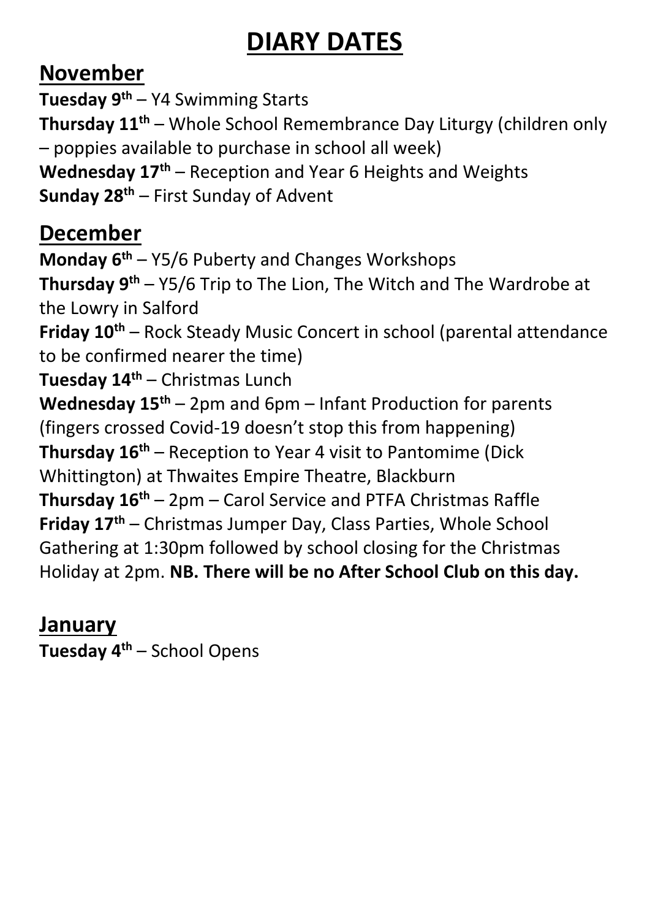# DIARY DATES

## November

**Tuesday 9th** – Y4 Swimming Starts
**Thursday 11th** – Whole School Remembrance Day Liturgy (children only – poppies available to purchase in school all week)
**Wednesday 17th** – Reception and Year 6 Heights and Weights
**Sunday 28th** – First Sunday of Advent

## December

**Monday 6th** – Y5/6 Puberty and Changes Workshops
**Thursday 9th** – Y5/6 Trip to The Lion, The Witch and The Wardrobe at the Lowry in Salford
**Friday 10th** – Rock Steady Music Concert in school (parental attendance to be confirmed nearer the time)
**Tuesday 14th** – Christmas Lunch
**Wednesday 15th** – 2pm and 6pm – Infant Production for parents (fingers crossed Covid-19 doesn't stop this from happening)
**Thursday 16th** – Reception to Year 4 visit to Pantomime (Dick Whittington) at Thwaites Empire Theatre, Blackburn
**Thursday 16th** – 2pm – Carol Service and PTFA Christmas Raffle
**Friday 17th** – Christmas Jumper Day, Class Parties, Whole School Gathering at 1:30pm followed by school closing for the Christmas Holiday at 2pm. **NB. There will be no After School Club on this day.**

## January

**Tuesday 4th** – School Opens